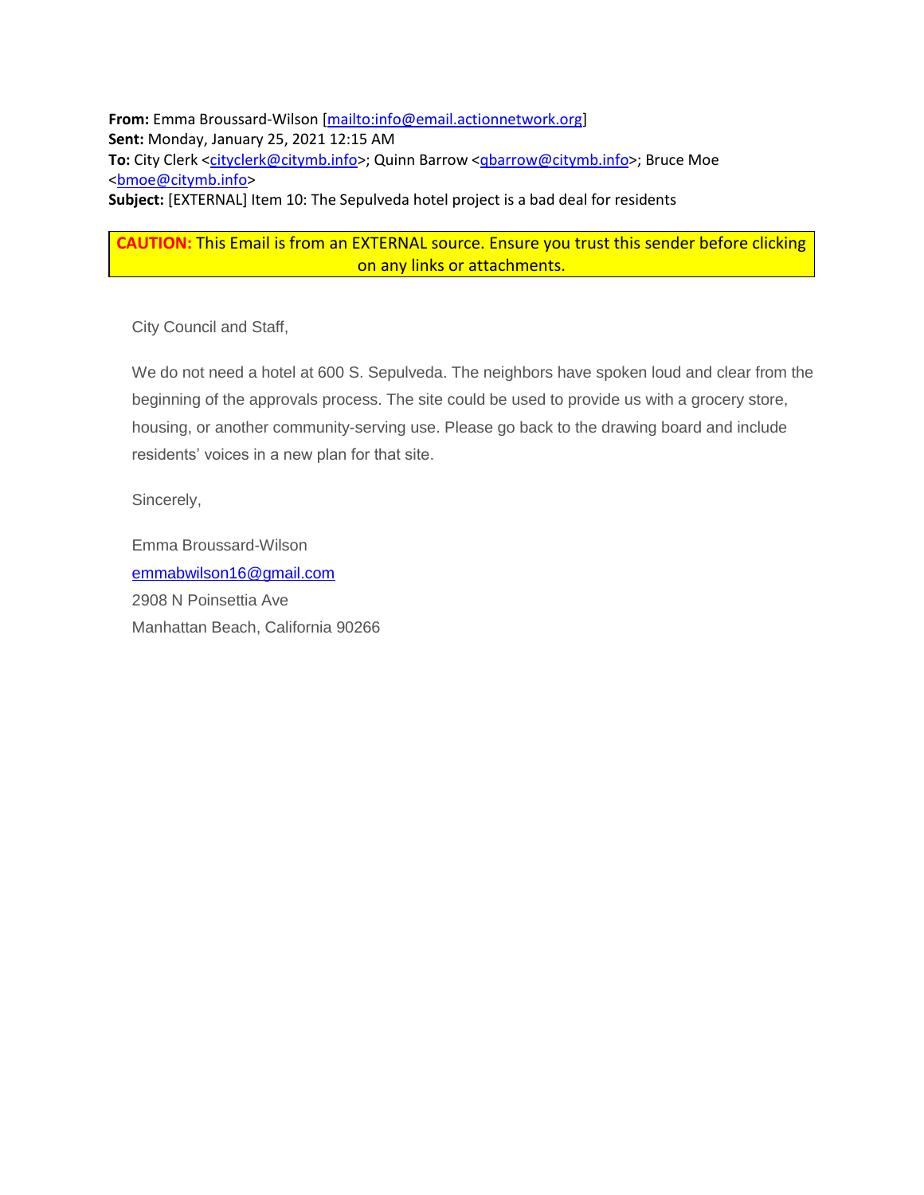**From:** Emma Broussard-Wilson [mailto:info@email.actionnetwork.org]
**Sent:** Monday, January 25, 2021 12:15 AM
**To:** City Clerk <cityclerk@citymb.info>; Quinn Barrow <qbarrow@citymb.info>; Bruce Moe <bmoe@citymb.info>
**Subject:** [EXTERNAL] Item 10: The Sepulveda hotel project is a bad deal for residents

**CAUTION:** This Email is from an EXTERNAL source. Ensure you trust this sender before clicking on any links or attachments.

City Council and Staff,

We do not need a hotel at 600 S. Sepulveda. The neighbors have spoken loud and clear from the beginning of the approvals process. The site could be used to provide us with a grocery store, housing, or another community-serving use. Please go back to the drawing board and include residents' voices in a new plan for that site.

Sincerely,

Emma Broussard-Wilson
emmabwilson16@gmail.com
2908 N Poinsettia Ave
Manhattan Beach, California 90266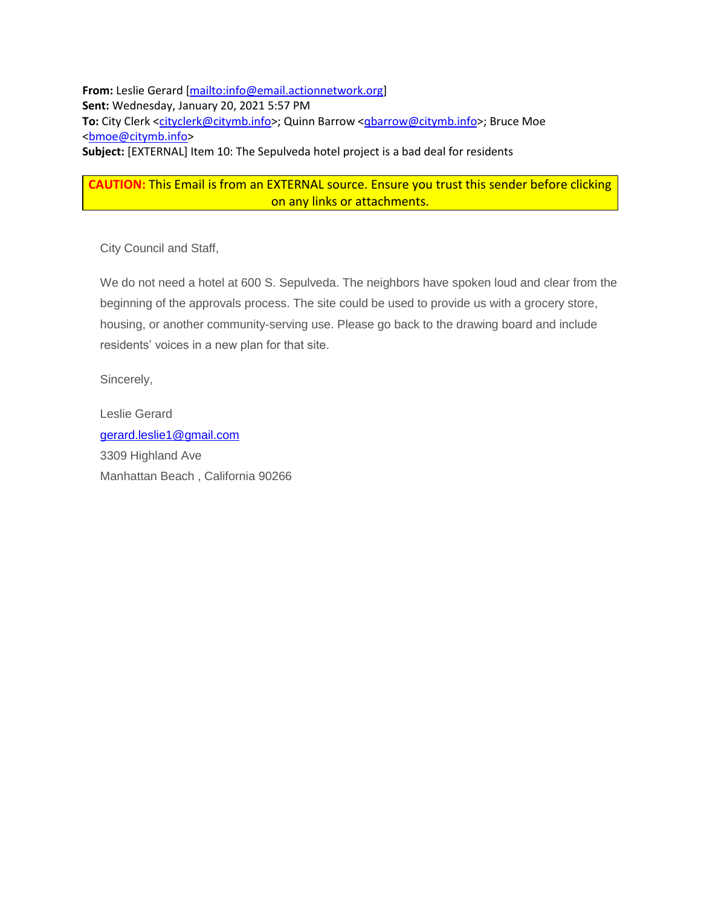**From:** Leslie Gerard [mailto:info@email.actionnetwork.org]
**Sent:** Wednesday, January 20, 2021 5:57 PM
**To:** City Clerk <cityclerk@citymb.info>; Quinn Barrow <qbarrow@citymb.info>; Bruce Moe <bmoe@citymb.info>
**Subject:** [EXTERNAL] Item 10: The Sepulveda hotel project is a bad deal for residents

**CAUTION:** This Email is from an EXTERNAL source. Ensure you trust this sender before clicking on any links or attachments.

City Council and Staff,

We do not need a hotel at 600 S. Sepulveda. The neighbors have spoken loud and clear from the beginning of the approvals process. The site could be used to provide us with a grocery store, housing, or another community-serving use. Please go back to the drawing board and include residents' voices in a new plan for that site.

Sincerely,

Leslie Gerard
gerard.leslie1@gmail.com
3309 Highland Ave
Manhattan Beach , California 90266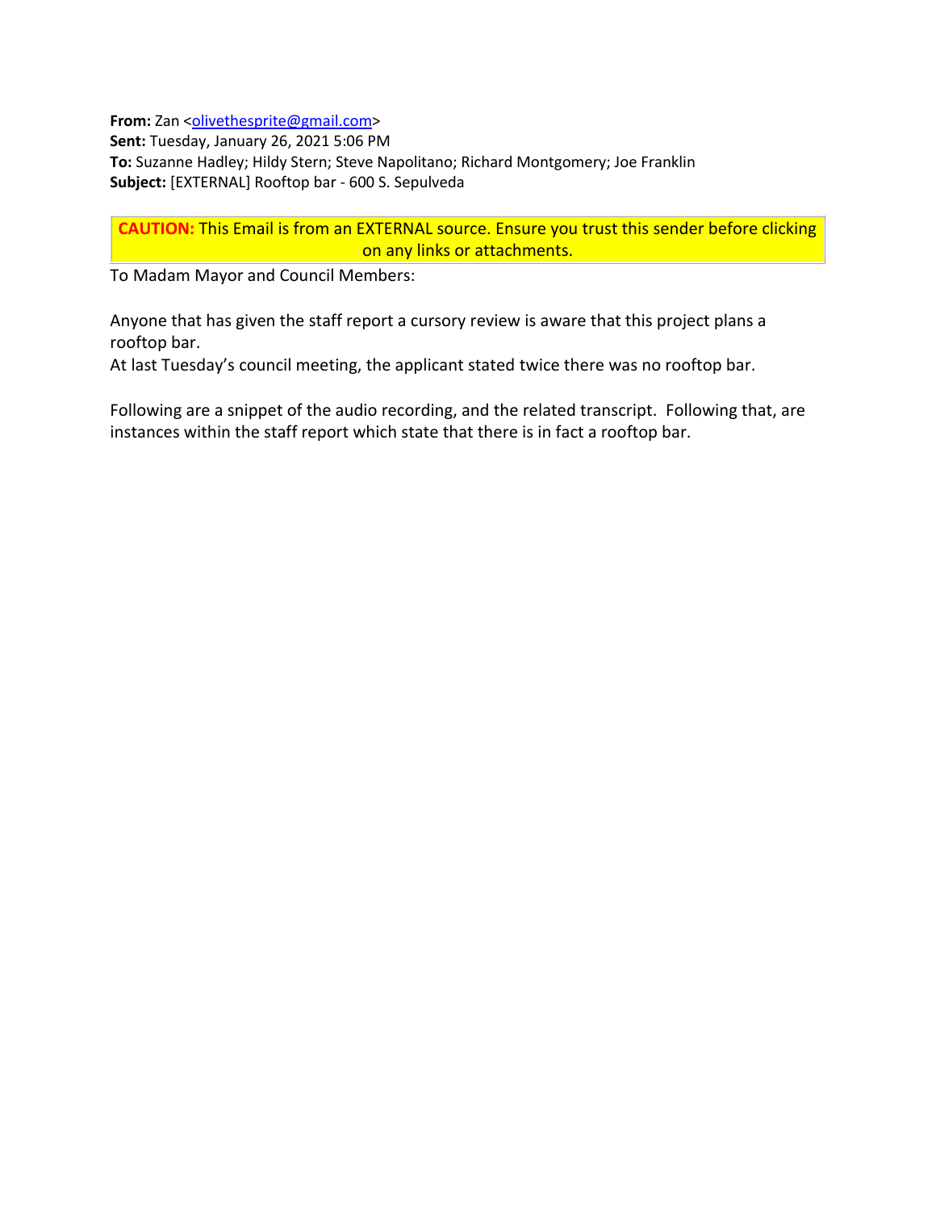**From:** Zan <olivethesprite@gmail.com>
**Sent:** Tuesday, January 26, 2021 5:06 PM
**To:** Suzanne Hadley; Hildy Stern; Steve Napolitano; Richard Montgomery; Joe Franklin
**Subject:** [EXTERNAL] Rooftop bar - 600 S. Sepulveda

**CAUTION:** This Email is from an EXTERNAL source. Ensure you trust this sender before clicking on any links or attachments.

To Madam Mayor and Council Members:

Anyone that has given the staff report a cursory review is aware that this project plans a rooftop bar.
At last Tuesday's council meeting, the applicant stated twice there was no rooftop bar.

Following are a snippet of the audio recording, and the related transcript. Following that, are instances within the staff report which state that there is in fact a rooftop bar.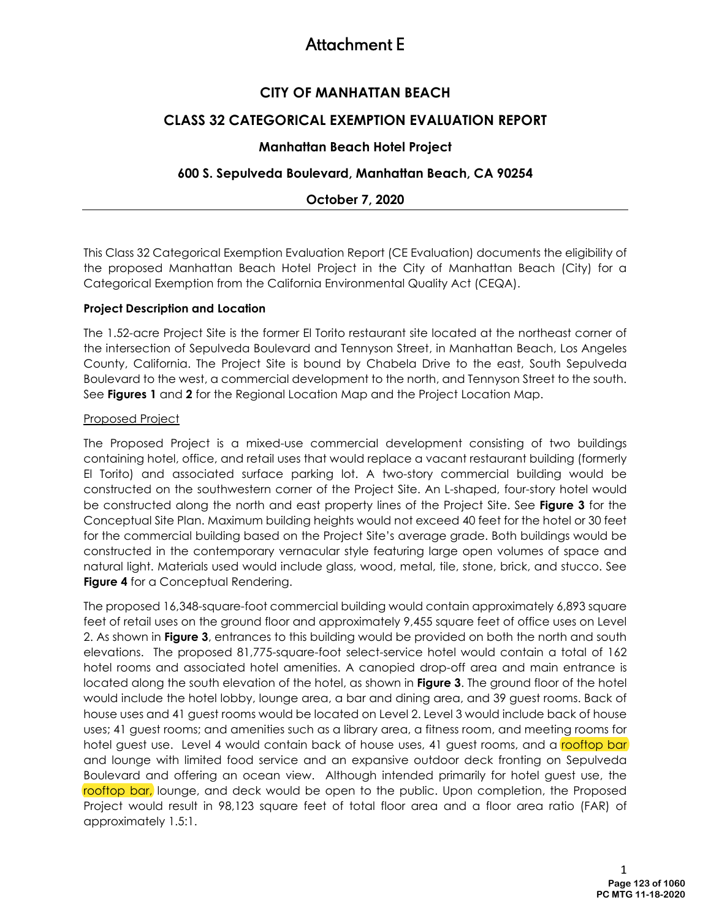# Attachment E

## CITY OF MANHATTAN BEACH

## CLASS 32 CATEGORICAL EXEMPTION EVALUATION REPORT

### Manhattan Beach Hotel Project

### 600 S. Sepulveda Boulevard, Manhattan Beach, CA 90254

### October 7, 2020

---

This Class 32 Categorical Exemption Evaluation Report (CE Evaluation) documents the eligibility of the proposed Manhattan Beach Hotel Project in the City of Manhattan Beach (City) for a Categorical Exemption from the California Environmental Quality Act (CEQA).

**Project Description and Location**

The 1.52-acre Project Site is the former El Torito restaurant site located at the northeast corner of the intersection of Sepulveda Boulevard and Tennyson Street, in Manhattan Beach, Los Angeles County, California. The Project Site is bound by Chabela Drive to the east, South Sepulveda Boulevard to the west, a commercial development to the north, and Tennyson Street to the south. See **Figures 1** and **2** for the Regional Location Map and the Project Location Map.

Proposed Project

The Proposed Project is a mixed-use commercial development consisting of two buildings containing hotel, office, and retail uses that would replace a vacant restaurant building (formerly El Torito) and associated surface parking lot. A two-story commercial building would be constructed on the southwestern corner of the Project Site. An L-shaped, four-story hotel would be constructed along the north and east property lines of the Project Site. See **Figure 3** for the Conceptual Site Plan. Maximum building heights would not exceed 40 feet for the hotel or 30 feet for the commercial building based on the Project Site's average grade. Both buildings would be constructed in the contemporary vernacular style featuring large open volumes of space and natural light. Materials used would include glass, wood, metal, tile, stone, brick, and stucco. See **Figure 4** for a Conceptual Rendering.

The proposed 16,348-square-foot commercial building would contain approximately 6,893 square feet of retail uses on the ground floor and approximately 9,455 square feet of office uses on Level 2. As shown in **Figure 3**, entrances to this building would be provided on both the north and south elevations. The proposed 81,775-square-foot select-service hotel would contain a total of 162 hotel rooms and associated hotel amenities. A canopied drop-off area and main entrance is located along the south elevation of the hotel, as shown in **Figure 3**. The ground floor of the hotel would include the hotel lobby, lounge area, a bar and dining area, and 39 guest rooms. Back of house uses and 41 guest rooms would be located on Level 2. Level 3 would include back of house uses; 41 guest rooms; and amenities such as a library area, a fitness room, and meeting rooms for hotel guest use. Level 4 would contain back of house uses, 41 guest rooms, and a rooftop bar and lounge with limited food service and an expansive outdoor deck fronting on Sepulveda Boulevard and offering an ocean view. Although intended primarily for hotel guest use, the rooftop bar, lounge, and deck would be open to the public. Upon completion, the Proposed Project would result in 98,123 square feet of total floor area and a floor area ratio (FAR) of approximately 1.5:1.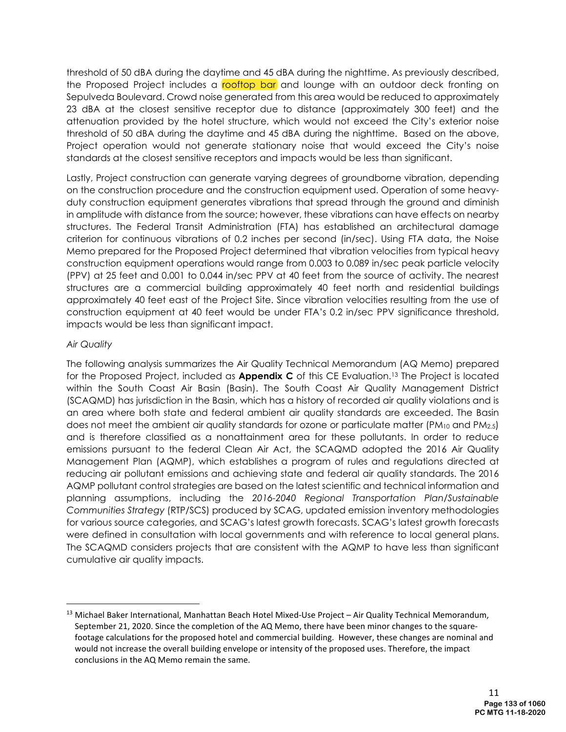threshold of 50 dBA during the daytime and 45 dBA during the nighttime. As previously described, the Proposed Project includes a rooftop bar and lounge with an outdoor deck fronting on Sepulveda Boulevard. Crowd noise generated from this area would be reduced to approximately 23 dBA at the closest sensitive receptor due to distance (approximately 300 feet) and the attenuation provided by the hotel structure, which would not exceed the City's exterior noise threshold of 50 dBA during the daytime and 45 dBA during the nighttime. Based on the above, Project operation would not generate stationary noise that would exceed the City's noise standards at the closest sensitive receptors and impacts would be less than significant.

Lastly, Project construction can generate varying degrees of groundborne vibration, depending on the construction procedure and the construction equipment used. Operation of some heavy-duty construction equipment generates vibrations that spread through the ground and diminish in amplitude with distance from the source; however, these vibrations can have effects on nearby structures. The Federal Transit Administration (FTA) has established an architectural damage criterion for continuous vibrations of 0.2 inches per second (in/sec). Using FTA data, the Noise Memo prepared for the Proposed Project determined that vibration velocities from typical heavy construction equipment operations would range from 0.003 to 0.089 in/sec peak particle velocity (PPV) at 25 feet and 0.001 to 0.044 in/sec PPV at 40 feet from the source of activity. The nearest structures are a commercial building approximately 40 feet north and residential buildings approximately 40 feet east of the Project Site. Since vibration velocities resulting from the use of construction equipment at 40 feet would be under FTA's 0.2 in/sec PPV significance threshold, impacts would be less than significant impact.

*Air Quality*

The following analysis summarizes the Air Quality Technical Memorandum (AQ Memo) prepared for the Proposed Project, included as **Appendix C** of this CE Evaluation.[13] The Project is located within the South Coast Air Basin (Basin). The South Coast Air Quality Management District (SCAQMD) has jurisdiction in the Basin, which has a history of recorded air quality violations and is an area where both state and federal ambient air quality standards are exceeded. The Basin does not meet the ambient air quality standards for ozone or particulate matter ($PM_{10}$ and $PM_{2.5}$) and is therefore classified as a nonattainment area for these pollutants. In order to reduce emissions pursuant to the federal Clean Air Act, the SCAQMD adopted the 2016 Air Quality Management Plan (AQMP), which establishes a program of rules and regulations directed at reducing air pollutant emissions and achieving state and federal air quality standards. The 2016 AQMP pollutant control strategies are based on the latest scientific and technical information and planning assumptions, including the *2016-2040 Regional Transportation Plan/Sustainable Communities Strategy* (RTP/SCS) produced by SCAG, updated emission inventory methodologies for various source categories, and SCAG's latest growth forecasts. SCAG's latest growth forecasts were defined in consultation with local governments and with reference to local general plans. The SCAQMD considers projects that are consistent with the AQMP to have less than significant cumulative air quality impacts.

---

[13] Michael Baker International, Manhattan Beach Hotel Mixed-Use Project – Air Quality Technical Memorandum, September 21, 2020. Since the completion of the AQ Memo, there have been minor changes to the square-footage calculations for the proposed hotel and commercial building. However, these changes are nominal and would not increase the overall building envelope or intensity of the proposed uses. Therefore, the impact conclusions in the AQ Memo remain the same.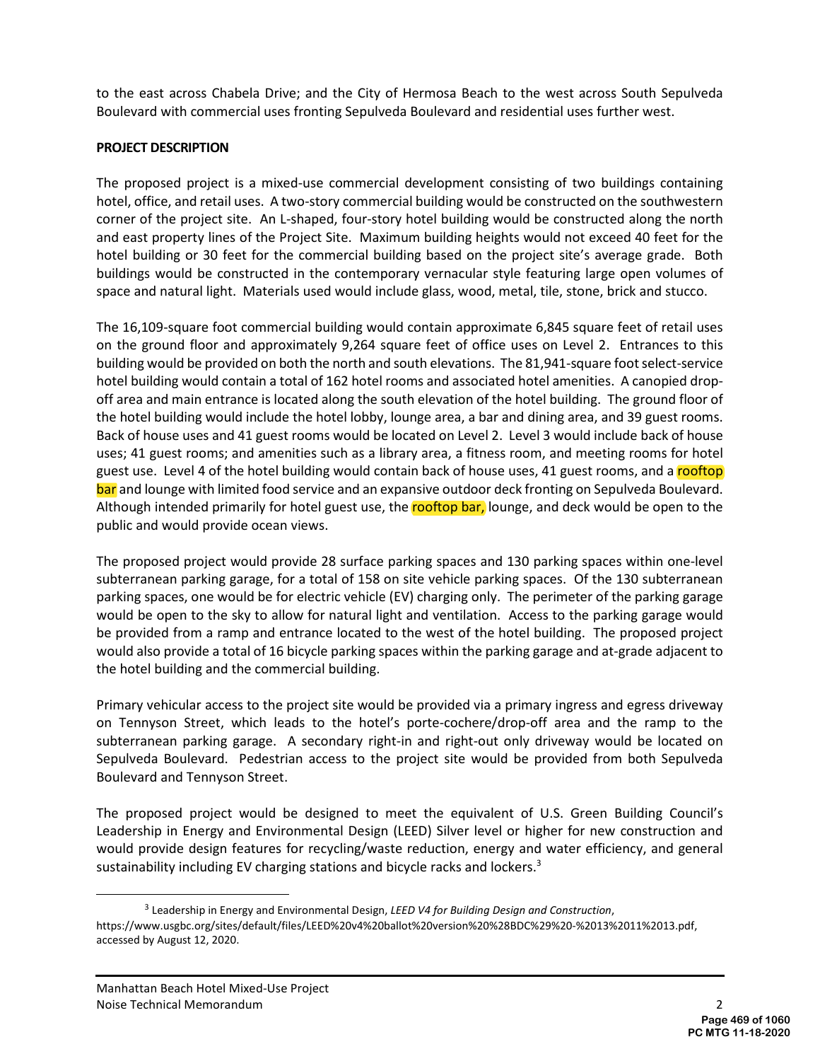to the east across Chabela Drive; and the City of Hermosa Beach to the west across South Sepulveda Boulevard with commercial uses fronting Sepulveda Boulevard and residential uses further west.

**PROJECT DESCRIPTION**

The proposed project is a mixed-use commercial development consisting of two buildings containing hotel, office, and retail uses. A two-story commercial building would be constructed on the southwestern corner of the project site. An L-shaped, four-story hotel building would be constructed along the north and east property lines of the Project Site. Maximum building heights would not exceed 40 feet for the hotel building or 30 feet for the commercial building based on the project site's average grade. Both buildings would be constructed in the contemporary vernacular style featuring large open volumes of space and natural light. Materials used would include glass, wood, metal, tile, stone, brick and stucco.

The 16,109-square foot commercial building would contain approximate 6,845 square feet of retail uses on the ground floor and approximately 9,264 square feet of office uses on Level 2. Entrances to this building would be provided on both the north and south elevations. The 81,941-square foot select-service hotel building would contain a total of 162 hotel rooms and associated hotel amenities. A canopied drop-off area and main entrance is located along the south elevation of the hotel building. The ground floor of the hotel building would include the hotel lobby, lounge area, a bar and dining area, and 39 guest rooms. Back of house uses and 41 guest rooms would be located on Level 2. Level 3 would include back of house uses; 41 guest rooms; and amenities such as a library area, a fitness room, and meeting rooms for hotel guest use. Level 4 of the hotel building would contain back of house uses, 41 guest rooms, and a rooftop bar and lounge with limited food service and an expansive outdoor deck fronting on Sepulveda Boulevard. Although intended primarily for hotel guest use, the rooftop bar, lounge, and deck would be open to the public and would provide ocean views.

The proposed project would provide 28 surface parking spaces and 130 parking spaces within one-level subterranean parking garage, for a total of 158 on site vehicle parking spaces. Of the 130 subterranean parking spaces, one would be for electric vehicle (EV) charging only. The perimeter of the parking garage would be open to the sky to allow for natural light and ventilation. Access to the parking garage would be provided from a ramp and entrance located to the west of the hotel building. The proposed project would also provide a total of 16 bicycle parking spaces within the parking garage and at-grade adjacent to the hotel building and the commercial building.

Primary vehicular access to the project site would be provided via a primary ingress and egress driveway on Tennyson Street, which leads to the hotel's porte-cochere/drop-off area and the ramp to the subterranean parking garage. A secondary right-in and right-out only driveway would be located on Sepulveda Boulevard. Pedestrian access to the project site would be provided from both Sepulveda Boulevard and Tennyson Street.

The proposed project would be designed to meet the equivalent of U.S. Green Building Council's Leadership in Energy and Environmental Design (LEED) Silver level or higher for new construction and would provide design features for recycling/waste reduction, energy and water efficiency, and general sustainability including EV charging stations and bicycle racks and lockers.[3]

---

[3] Leadership in Energy and Environmental Design, *LEED V4 for Building Design and Construction*, https://www.usgbc.org/sites/default/files/LEED%20v4%20ballot%20version%20%28BDC%29%20-%2013%2011%2013.pdf, accessed by August 12, 2020.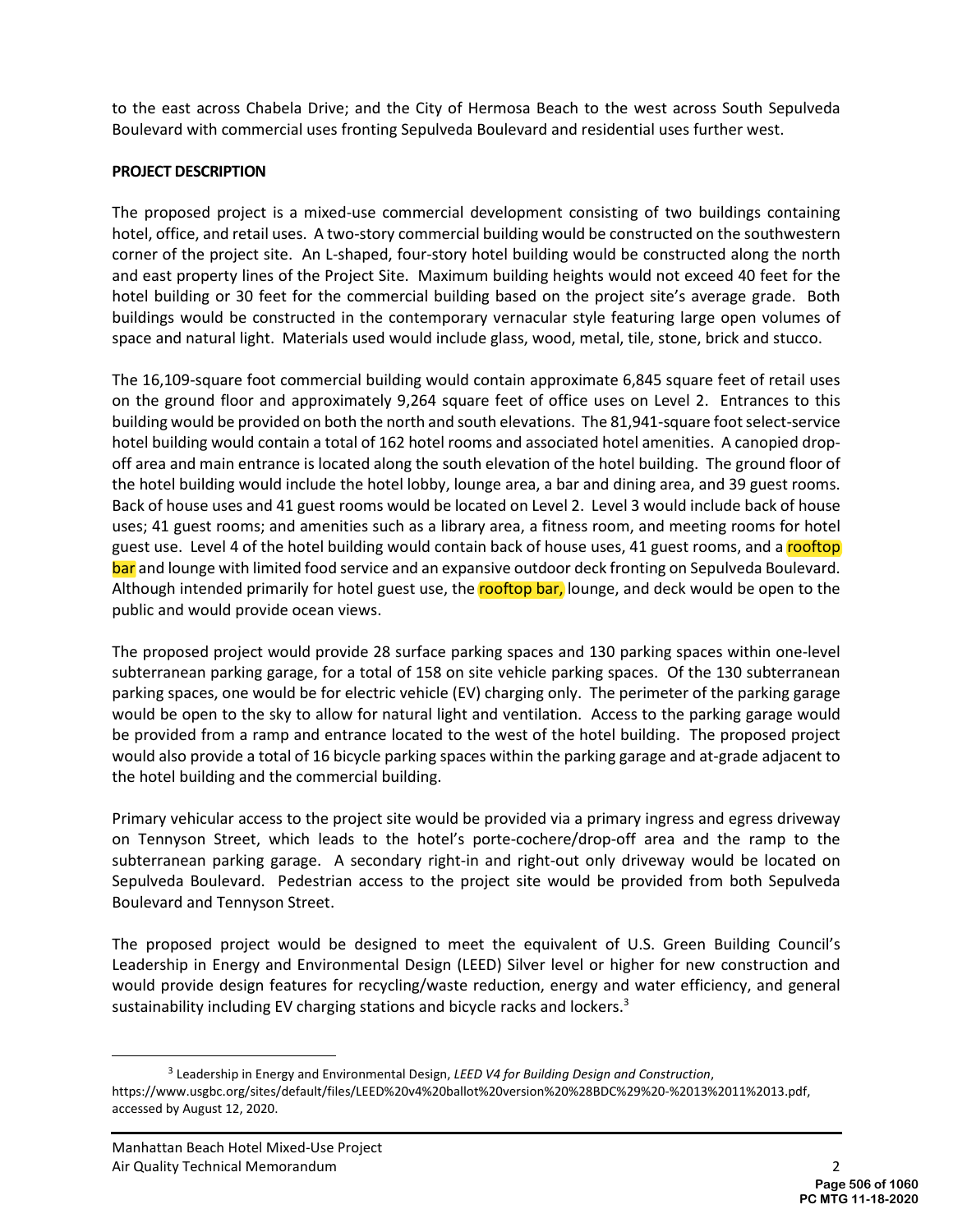to the east across Chabela Drive; and the City of Hermosa Beach to the west across South Sepulveda Boulevard with commercial uses fronting Sepulveda Boulevard and residential uses further west.

**PROJECT DESCRIPTION**

The proposed project is a mixed-use commercial development consisting of two buildings containing hotel, office, and retail uses. A two-story commercial building would be constructed on the southwestern corner of the project site. An L-shaped, four-story hotel building would be constructed along the north and east property lines of the Project Site. Maximum building heights would not exceed 40 feet for the hotel building or 30 feet for the commercial building based on the project site's average grade. Both buildings would be constructed in the contemporary vernacular style featuring large open volumes of space and natural light. Materials used would include glass, wood, metal, tile, stone, brick and stucco.

The 16,109-square foot commercial building would contain approximate 6,845 square feet of retail uses on the ground floor and approximately 9,264 square feet of office uses on Level 2. Entrances to this building would be provided on both the north and south elevations. The 81,941-square foot select-service hotel building would contain a total of 162 hotel rooms and associated hotel amenities. A canopied drop-off area and main entrance is located along the south elevation of the hotel building. The ground floor of the hotel building would include the hotel lobby, lounge area, a bar and dining area, and 39 guest rooms. Back of house uses and 41 guest rooms would be located on Level 2. Level 3 would include back of house uses; 41 guest rooms; and amenities such as a library area, a fitness room, and meeting rooms for hotel guest use. Level 4 of the hotel building would contain back of house uses, 41 guest rooms, and a rooftop bar and lounge with limited food service and an expansive outdoor deck fronting on Sepulveda Boulevard. Although intended primarily for hotel guest use, the rooftop bar, lounge, and deck would be open to the public and would provide ocean views.

The proposed project would provide 28 surface parking spaces and 130 parking spaces within one-level subterranean parking garage, for a total of 158 on site vehicle parking spaces. Of the 130 subterranean parking spaces, one would be for electric vehicle (EV) charging only. The perimeter of the parking garage would be open to the sky to allow for natural light and ventilation. Access to the parking garage would be provided from a ramp and entrance located to the west of the hotel building. The proposed project would also provide a total of 16 bicycle parking spaces within the parking garage and at-grade adjacent to the hotel building and the commercial building.

Primary vehicular access to the project site would be provided via a primary ingress and egress driveway on Tennyson Street, which leads to the hotel's porte-cochere/drop-off area and the ramp to the subterranean parking garage. A secondary right-in and right-out only driveway would be located on Sepulveda Boulevard. Pedestrian access to the project site would be provided from both Sepulveda Boulevard and Tennyson Street.

The proposed project would be designed to meet the equivalent of U.S. Green Building Council's Leadership in Energy and Environmental Design (LEED) Silver level or higher for new construction and would provide design features for recycling/waste reduction, energy and water efficiency, and general sustainability including EV charging stations and bicycle racks and lockers.[3]

---

[3] Leadership in Energy and Environmental Design, *LEED V4 for Building Design and Construction*, https://www.usgbc.org/sites/default/files/LEED%20v4%20ballot%20version%20%28BDC%29%20-%2013%2011%2013.pdf, accessed by August 12, 2020.